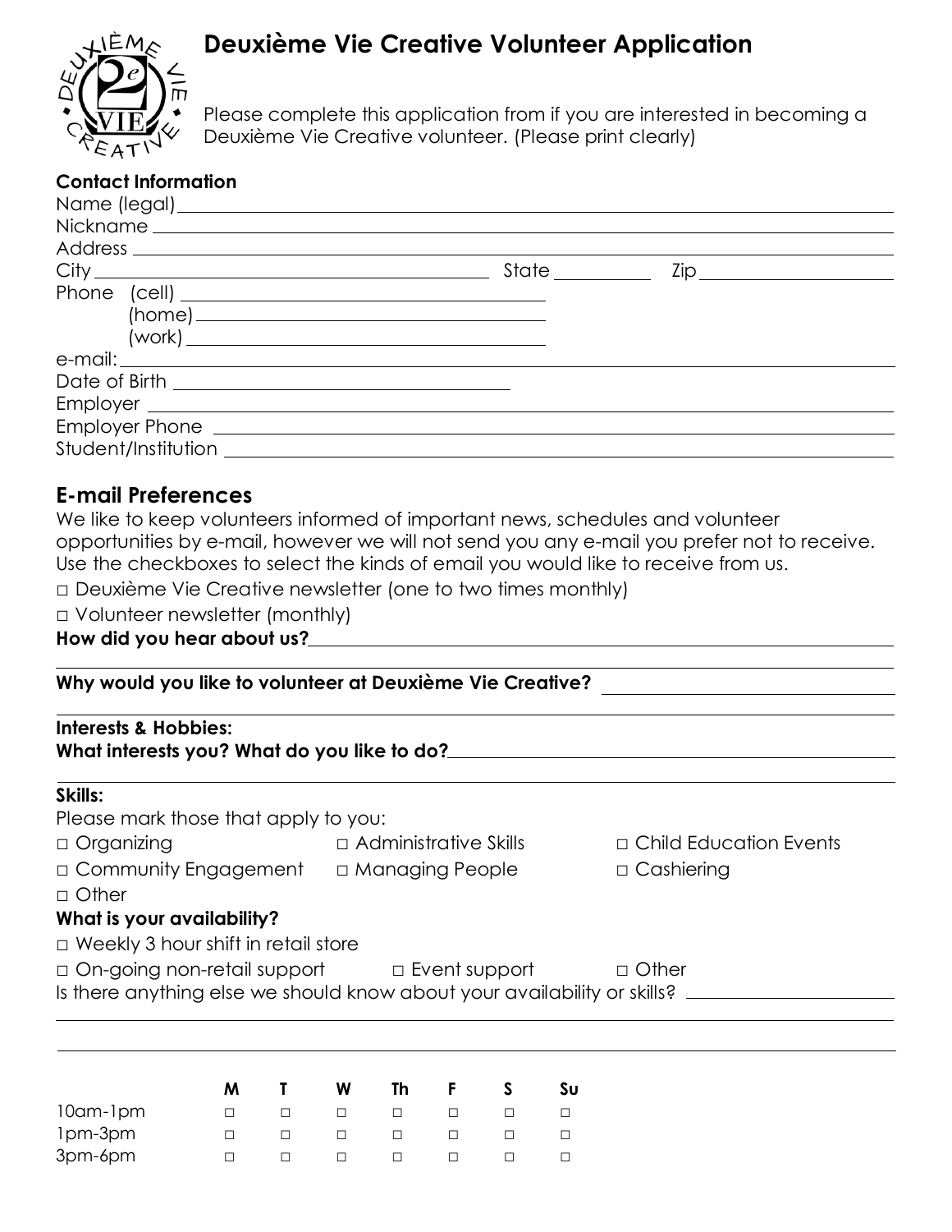# Deuxième Vie Creative Volunteer Application

Please complete this application from if you are interested in becoming a Deuxième Vie Creative volunteer. (Please print clearly)

**Contact Information**

Name (legal) \_\_\_\_\_\_\_\_\_\_\_\_\_\_\_\_\_\_\_\_\_\_\_\_\_\_\_\_\_\_\_\_

Nickname \_\_\_\_\_\_\_\_\_\_\_\_\_\_\_\_\_\_\_\_\_\_\_\_\_\_\_\_\_\_\_\_

Address \_\_\_\_\_\_\_\_\_\_\_\_\_\_\_\_\_\_\_\_\_\_\_\_\_\_\_\_\_\_\_\_

City \_\_\_\_\_\_\_\_\_\_\_\_\_\_\_\_ State \_\_\_\_\_\_\_\_ Zip \_\_\_\_\_\_\_\_

Phone (cell) \_\_\_\_\_\_\_\_\_\_\_\_\_\_\_\_

(home) \_\_\_\_\_\_\_\_\_\_\_\_\_\_\_\_

(work) \_\_\_\_\_\_\_\_\_\_\_\_\_\_\_\_

e-mail: \_\_\_\_\_\_\_\_\_\_\_\_\_\_\_\_\_\_\_\_\_\_\_\_\_\_\_\_\_\_\_\_

Date of Birth \_\_\_\_\_\_\_\_\_\_\_\_\_\_\_\_

Employer \_\_\_\_\_\_\_\_\_\_\_\_\_\_\_\_\_\_\_\_\_\_\_\_\_\_\_\_\_\_\_\_

Employer Phone \_\_\_\_\_\_\_\_\_\_\_\_\_\_\_\_\_\_\_\_\_\_\_\_\_\_\_\_\_\_\_\_

Student/Institution \_\_\_\_\_\_\_\_\_\_\_\_\_\_\_\_\_\_\_\_\_\_\_\_\_\_\_\_\_\_\_\_

## E-mail Preferences

We like to keep volunteers informed of important news, schedules and volunteer opportunities by e-mail, however we will not send you any e-mail you prefer not to receive. Use the checkboxes to select the kinds of email you would like to receive from us.

□ Deuxième Vie Creative newsletter (one to two times monthly)

□ Volunteer newsletter (monthly)

**How did you hear about us?** \_\_\_\_\_\_\_\_\_\_\_\_\_\_\_\_\_\_\_\_\_\_\_\_\_\_\_\_\_\_\_\_

**Why would you like to volunteer at Deuxième Vie Creative?** \_\_\_\_\_\_\_\_\_\_\_\_\_\_\_\_

**Interests & Hobbies:**

**What interests you? What do you like to do?** \_\_\_\_\_\_\_\_\_\_\_\_\_\_\_\_

**Skills:**

Please mark those that apply to you:

□ Organizing □ Administrative Skills □ Child Education Events

□ Community Engagement □ Managing People □ Cashiering

□ Other

**What is your availability?**

□ Weekly 3 hour shift in retail store

□ On-going non-retail support □ Event support □ Other

Is there anything else we should know about your availability or skills? \_\_\_\_\_\_\_\_\_\_\_\_\_\_\_\_

| | M | T | W | Th | F | S | Su |
|---|---|---|---|---|---|---|---|
| 10am-1pm | □ | □ | □ | □ | □ | □ | □ |
| 1pm-3pm | □ | □ | □ | □ | □ | □ | □ |
| 3pm-6pm | □ | □ | □ | □ | □ | □ | □ |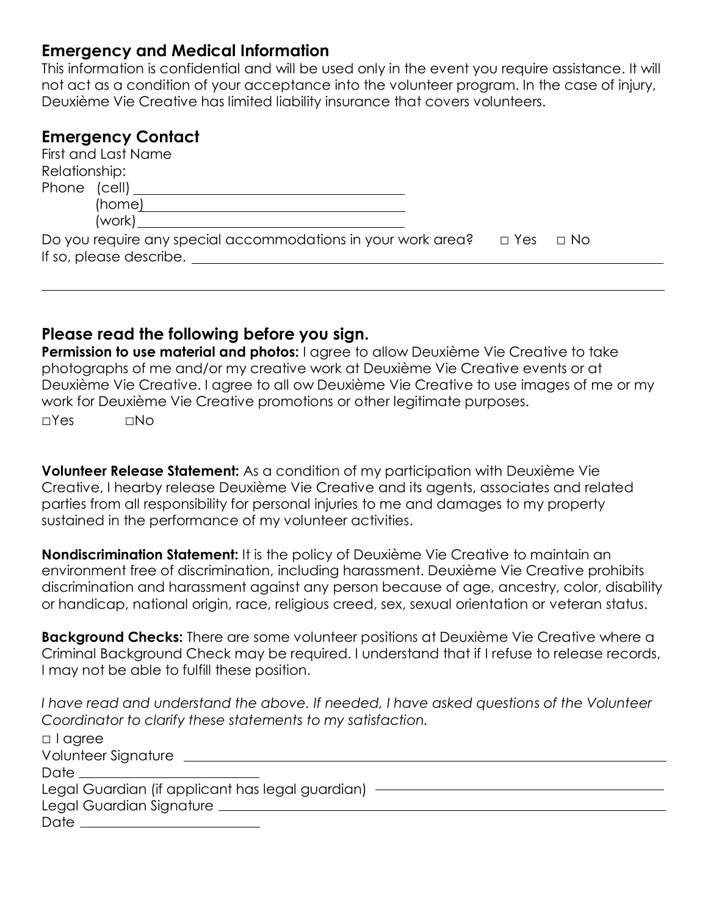## Emergency and Medical Information

This information is confidential and will be used only in the event you require assistance. It will not act as a condition of your acceptance into the volunteer program. In the case of injury, Deuxième Vie Creative has limited liability insurance that covers volunteers.

## Emergency Contact

First and Last Name

Relationship:

Phone (cell) ____________________

(home) ____________________

(work) ____________________

Do you require any special accommodations in your work area? □ Yes □ No

If so, please describe. ____________________

____________________

## Please read the following before you sign.

**Permission to use material and photos:** I agree to allow Deuxième Vie Creative to take photographs of me and/or my creative work at Deuxième Vie Creative events or at Deuxième Vie Creative. I agree to all ow Deuxième Vie Creative to use images of me or my work for Deuxième Vie Creative promotions or other legitimate purposes.

□Yes □No

**Volunteer Release Statement:** As a condition of my participation with Deuxième Vie Creative, I hearby release Deuxième Vie Creative and its agents, associates and related parties from all responsibility for personal injuries to me and damages to my property sustained in the performance of my volunteer activities.

**Nondiscrimination Statement:** It is the policy of Deuxième Vie Creative to maintain an environment free of discrimination, including harassment. Deuxième Vie Creative prohibits discrimination and harassment against any person because of age, ancestry, color, disability or handicap, national origin, race, religious creed, sex, sexual orientation or veteran status.

**Background Checks:** There are some volunteer positions at Deuxième Vie Creative where a Criminal Background Check may be required. I understand that if I refuse to release records, I may not be able to fulfill these position.

*I have read and understand the above. If needed, I have asked questions of the Volunteer Coordinator to clarify these statements to my satisfaction.*

□ I agree

Volunteer Signature ____________________

Date ____________________

Legal Guardian (if applicant has legal guardian) ____________________

Legal Guardian Signature ____________________

Date ____________________